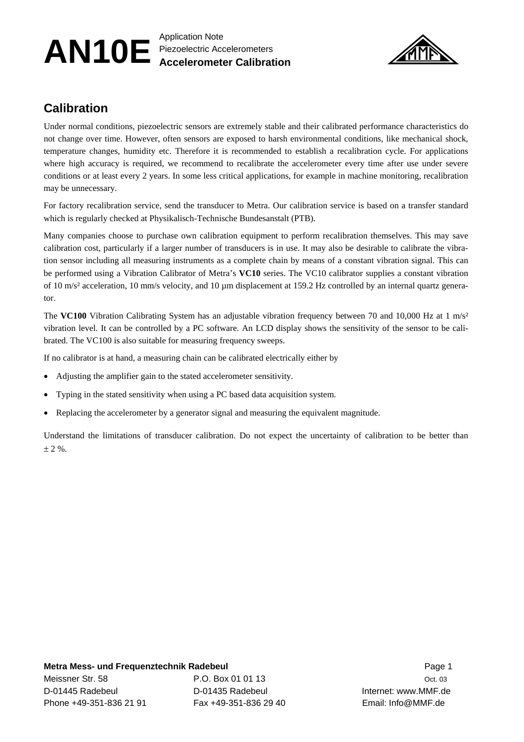# AN10E

Application Note
Piezoelectric Accelerometers
**Accelerometer Calibration**

## Calibration

Under normal conditions, piezoelectric sensors are extremely stable and their calibrated performance characteristics do not change over time. However, often sensors are exposed to harsh environmental conditions, like mechanical shock, temperature changes, humidity etc. Therefore it is recommended to establish a recalibration cycle. For applications where high accuracy is required, we recommend to recalibrate the accelerometer every time after use under severe conditions or at least every 2 years. In some less critical applications, for example in machine monitoring, recalibration may be unnecessary.

For factory recalibration service, send the transducer to Metra. Our calibration service is based on a transfer standard which is regularly checked at Physikalisch-Technische Bundesanstalt (PTB).

Many companies choose to purchase own calibration equipment to perform recalibration themselves. This may save calibration cost, particularly if a larger number of transducers is in use. It may also be desirable to calibrate the vibration sensor including all measuring instruments as a complete chain by means of a constant vibration signal. This can be performed using a Vibration Calibrator of Metra's **VC10** series. The VC10 calibrator supplies a constant vibration of 10 m/s² acceleration, 10 mm/s velocity, and 10 µm displacement at 159.2 Hz controlled by an internal quartz generator.

The **VC100** Vibration Calibrating System has an adjustable vibration frequency between 70 and 10,000 Hz at 1 m/s² vibration level. It can be controlled by a PC software. An LCD display shows the sensitivity of the sensor to be calibrated. The VC100 is also suitable for measuring frequency sweeps.

If no calibrator is at hand, a measuring chain can be calibrated electrically either by

- Adjusting the amplifier gain to the stated accelerometer sensitivity.
- Typing in the stated sensitivity when using a PC based data acquisition system.
- Replacing the accelerometer by a generator signal and measuring the equivalent magnitude.

Understand the limitations of transducer calibration. Do not expect the uncertainty of calibration to be better than ± 2 %.

**Metra Mess- und Frequenztechnik Radebeul**
Meissner Str. 58 | P.O. Box 01 01 13 | Oct. 03
D-01445 Radebeul | D-01435 Radebeul | Internet: www.MMF.de
Phone +49-351-836 21 91 | Fax +49-351-836 29 40 | Email: Info@MMF.de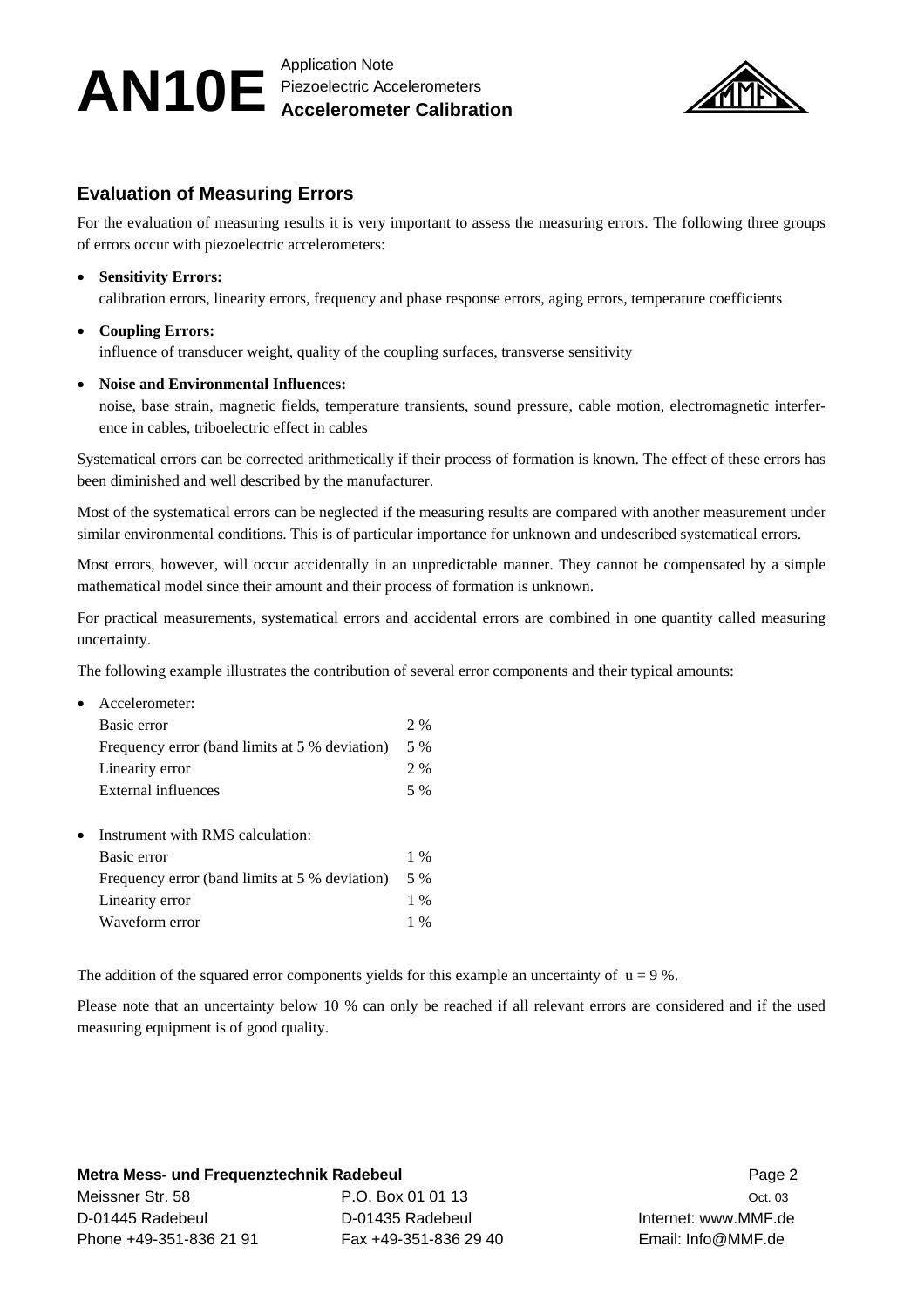## Evaluation of Measuring Errors

For the evaluation of measuring results it is very important to assess the measuring errors. The following three groups of errors occur with piezoelectric accelerometers:

- **Sensitivity Errors:**
  calibration errors, linearity errors, frequency and phase response errors, aging errors, temperature coefficients
- **Coupling Errors:**
  influence of transducer weight, quality of the coupling surfaces, transverse sensitivity
- **Noise and Environmental Influences:**
  noise, base strain, magnetic fields, temperature transients, sound pressure, cable motion, electromagnetic interference in cables, triboelectric effect in cables

Systematical errors can be corrected arithmetically if their process of formation is known. The effect of these errors has been diminished and well described by the manufacturer.

Most of the systematical errors can be neglected if the measuring results are compared with another measurement under similar environmental conditions. This is of particular importance for unknown and undescribed systematical errors.

Most errors, however, will occur accidentally in an unpredictable manner. They cannot be compensated by a simple mathematical model since their amount and their process of formation is unknown.

For practical measurements, systematical errors and accidental errors are combined in one quantity called measuring uncertainty.

The following example illustrates the contribution of several error components and their typical amounts:

- Accelerometer:

| | |
|---|---|
| Basic error | 2 % |
| Frequency error (band limits at 5 % deviation) | 5 % |
| Linearity error | 2 % |
| External influences | 5 % |

- Instrument with RMS calculation:

| | |
|---|---|
| Basic error | 1 % |
| Frequency error (band limits at 5 % deviation) | 5 % |
| Linearity error | 1 % |
| Waveform error | 1 % |

The addition of the squared error components yields for this example an uncertainty of $u = 9$ %.

Please note that an uncertainty below 10 % can only be reached if all relevant errors are considered and if the used measuring equipment is of good quality.